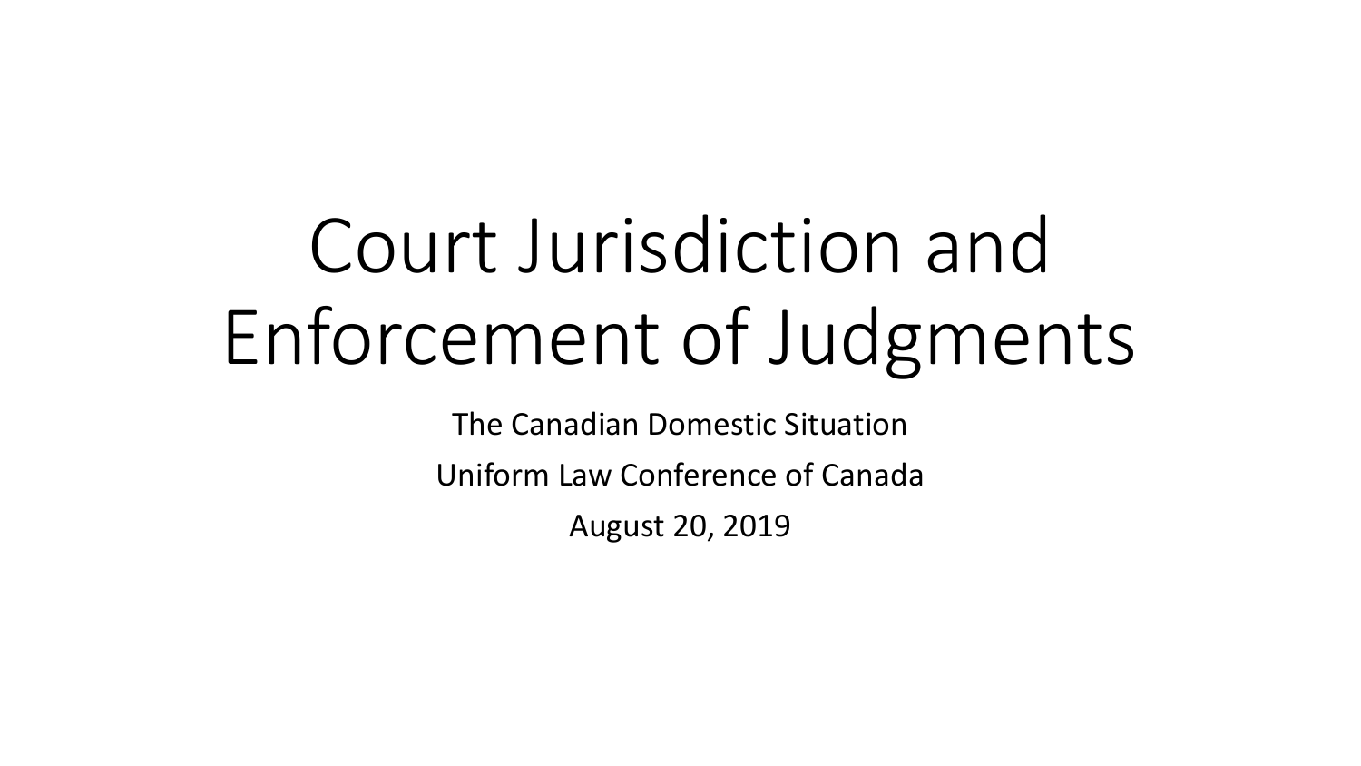# Court Jurisdiction and Enforcement of Judgments

The Canadian Domestic Situation

Uniform Law Conference of Canada

August 20, 2019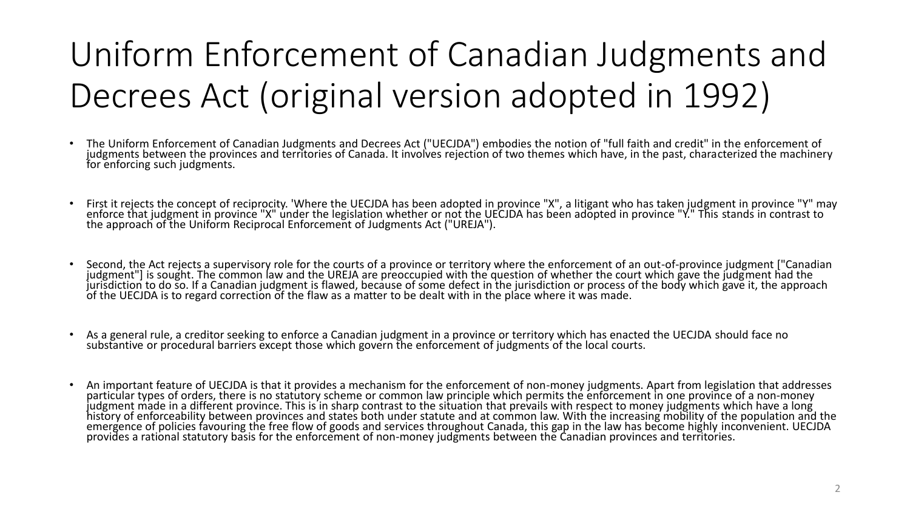# Uniform Enforcement of Canadian Judgments and Decrees Act (original version adopted in 1992)

- The Uniform Enforcement of Canadian Judgments and Decrees Act ("UECJDA") embodies the notion of "full faith and credit" in the enforcement of judgments between the provinces and territories of Canada. It involves rejection of two themes which have, in the past, characterized the machinery for enforcing such judgments.

- First it rejects the concept of reciprocity. 'Where the UECJDA has been adopted in province "X", a litigant who has taken judgment in province "Y" may enforce that judgment in province "X" under the legislation whether or not the UECJDA has been adopted in province "Y." This stands in contrast to the approach of the Uniform Reciprocal Enforcement of Judgments Act ("UREJA").

- Second, the Act rejects a supervisory role for the courts of a province or territory where the enforcement of an out-of-province judgment ["Canadian judgment"] is sought. The common law and the UREJA are preoccupied with the question of whether the court which gave the judgment had the jurisdiction to do so. If a Canadian judgment is flawed, because of some defect in the jurisdiction or process of the body which gave it, the approach of the UECJDA is to regard correction of the flaw as a matter to be dealt with in the place where it was made.

- As a general rule, a creditor seeking to enforce a Canadian judgment in a province or territory which has enacted the UECJDA should face no substantive or procedural barriers except those which govern the enforcement of judgments of the local courts.

- An important feature of UECJDA is that it provides a mechanism for the enforcement of non-money judgments. Apart from legislation that addresses particular types of orders, there is no statutory scheme or common law principle which permits the enforcement in one province of a non-money judgment made in a different province. This is in sharp contrast to the situation that prevails with respect to money judgments which have a long history of enforceability between provinces and states both under statute and at common law. With the increasing mobility of the population and the emergence of policies favouring the free flow of goods and services throughout Canada, this gap in the law has become highly inconvenient. UECJDA provides a rational statutory basis for the enforcement of non-money judgments between the Canadian provinces and territories.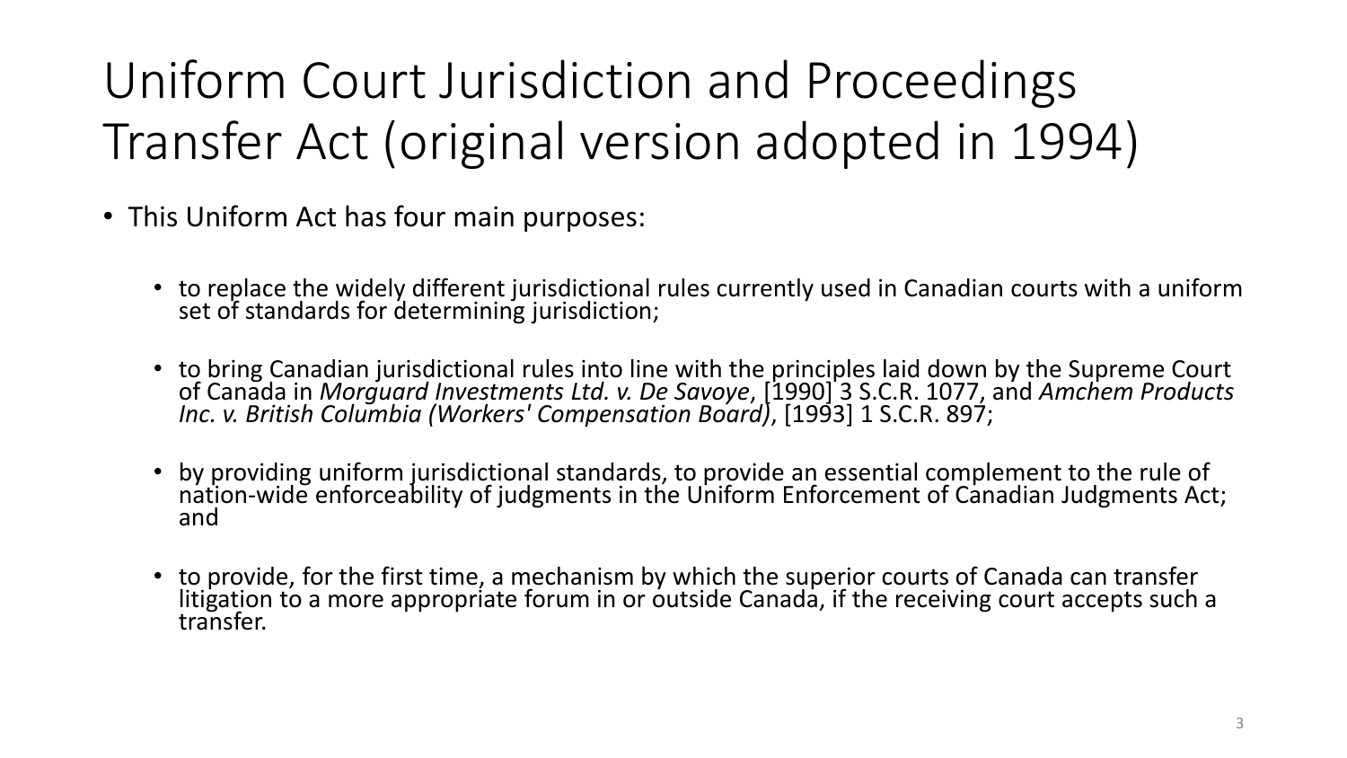# Uniform Court Jurisdiction and Proceedings Transfer Act (original version adopted in 1994)

- This Uniform Act has four main purposes:
  - to replace the widely different jurisdictional rules currently used in Canadian courts with a uniform set of standards for determining jurisdiction;
  - to bring Canadian jurisdictional rules into line with the principles laid down by the Supreme Court of Canada in *Morguard Investments Ltd. v. De Savoye*, [1990] 3 S.C.R. 1077, and *Amchem Products Inc. v. British Columbia (Workers' Compensation Board)*, [1993] 1 S.C.R. 897;
  - by providing uniform jurisdictional standards, to provide an essential complement to the rule of nation-wide enforceability of judgments in the Uniform Enforcement of Canadian Judgments Act; and
  - to provide, for the first time, a mechanism by which the superior courts of Canada can transfer litigation to a more appropriate forum in or outside Canada, if the receiving court accepts such a transfer.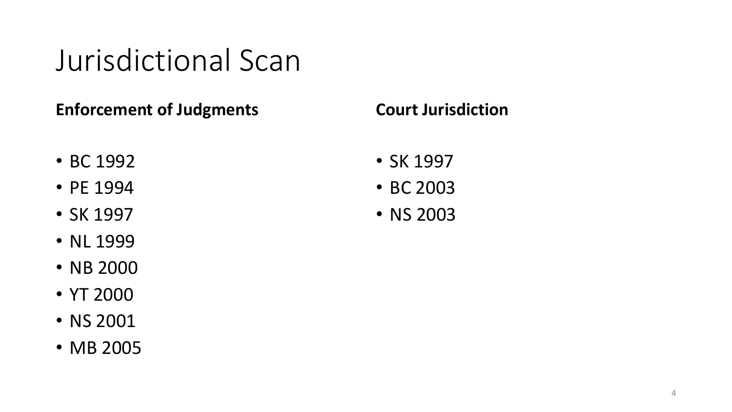# Jurisdictional Scan

**Enforcement of Judgments**

- BC 1992
- PE 1994
- SK 1997
- NL 1999
- NB 2000
- YT 2000
- NS 2001
- MB 2005

**Court Jurisdiction**

- SK 1997
- BC 2003
- NS 2003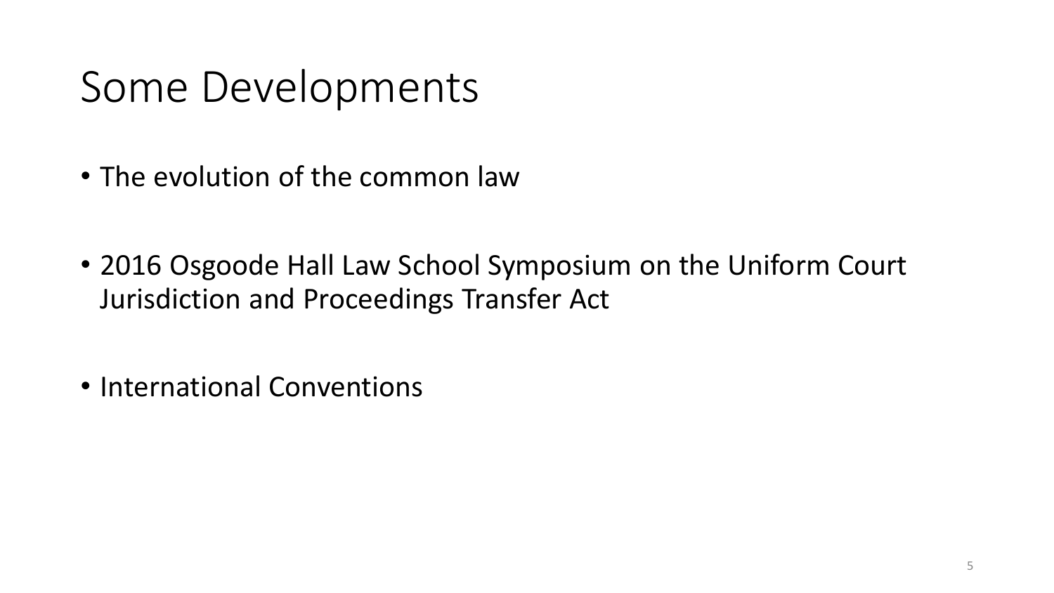# Some Developments

- The evolution of the common law
- 2016 Osgoode Hall Law School Symposium on the Uniform Court Jurisdiction and Proceedings Transfer Act
- International Conventions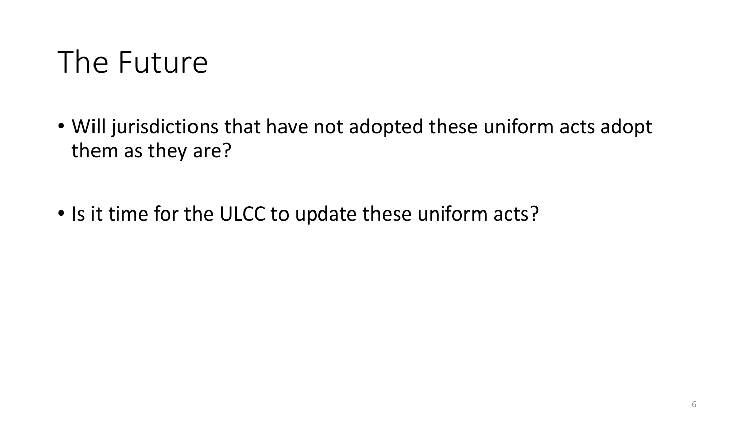# The Future

- Will jurisdictions that have not adopted these uniform acts adopt them as they are?

- Is it time for the ULCC to update these uniform acts?